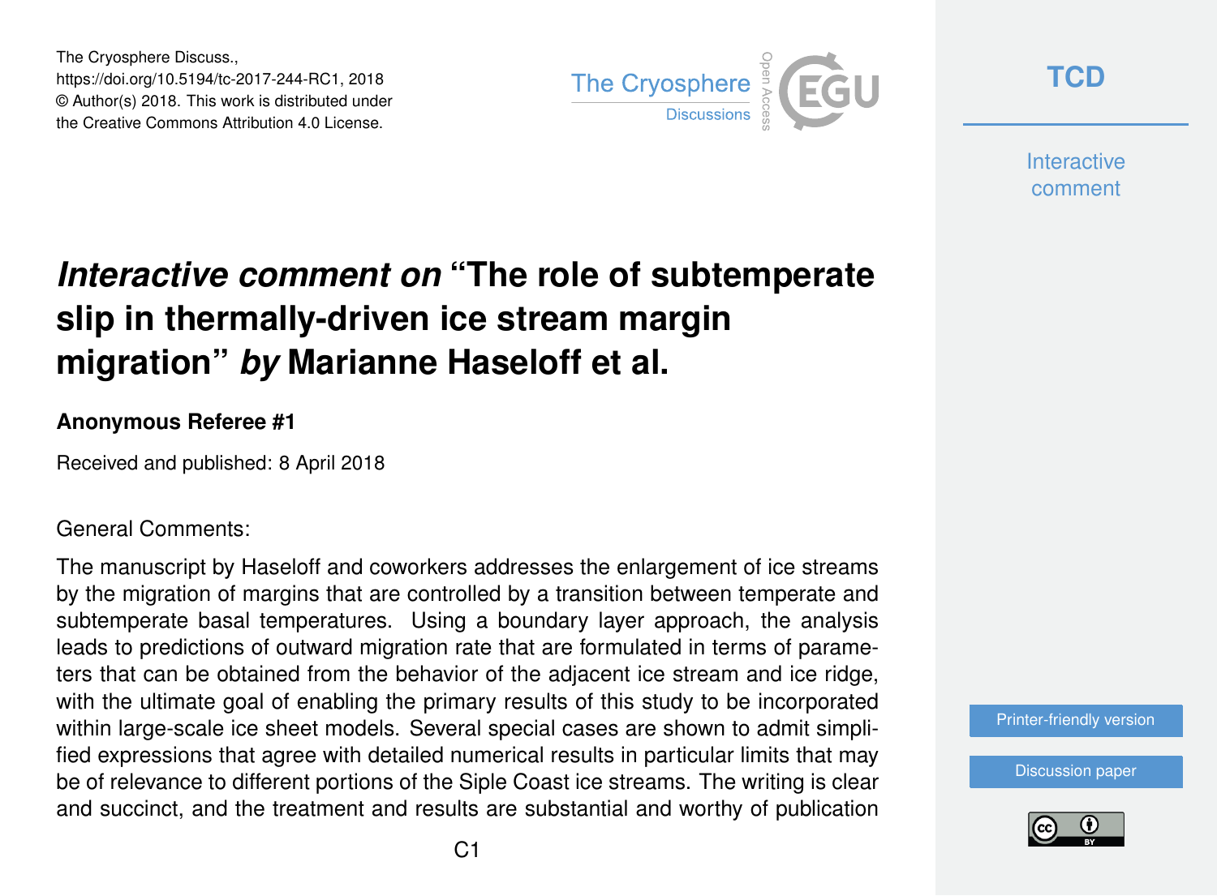# *Interactive comment on* "The role of subtemperate slip in thermally-driven ice stream margin migration" *by* Marianne Haseloff et al.

**Anonymous Referee #1**

Received and published: 8 April 2018

General Comments:

The manuscript by Haseloff and coworkers addresses the enlargement of ice streams by the migration of margins that are controlled by a transition between temperate and subtemperate basal temperatures. Using a boundary layer approach, the analysis leads to predictions of outward migration rate that are formulated in terms of parameters that can be obtained from the behavior of the adjacent ice stream and ice ridge, with the ultimate goal of enabling the primary results of this study to be incorporated within large-scale ice sheet models. Several special cases are shown to admit simplified expressions that agree with detailed numerical results in particular limits that may be of relevance to different portions of the Siple Coast ice streams. The writing is clear and succinct, and the treatment and results are substantial and worthy of publication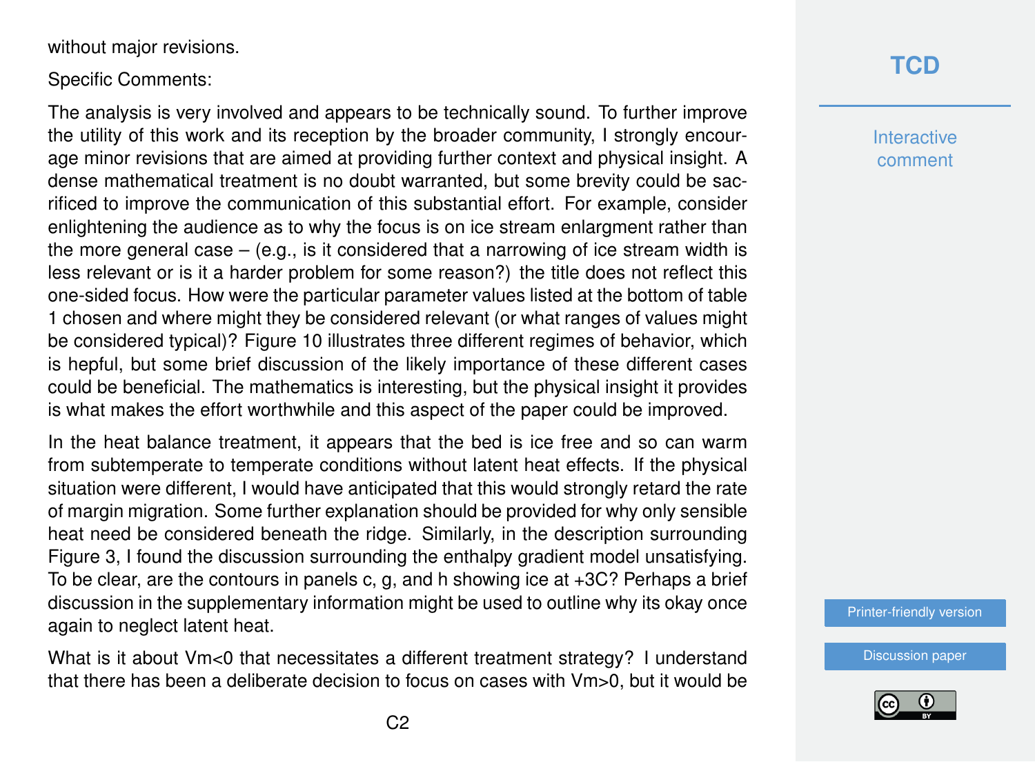without major revisions.

Specific Comments:

The analysis is very involved and appears to be technically sound. To further improve the utility of this work and its reception by the broader community, I strongly encourage minor revisions that are aimed at providing further context and physical insight. A dense mathematical treatment is no doubt warranted, but some brevity could be sacrificed to improve the communication of this substantial effort. For example, consider enlightening the audience as to why the focus is on ice stream enlargment rather than the more general case – (e.g., is it considered that a narrowing of ice stream width is less relevant or is it a harder problem for some reason?) the title does not reflect this one-sided focus. How were the particular parameter values listed at the bottom of table 1 chosen and where might they be considered relevant (or what ranges of values might be considered typical)? Figure 10 illustrates three different regimes of behavior, which is hepful, but some brief discussion of the likely importance of these different cases could be beneficial. The mathematics is interesting, but the physical insight it provides is what makes the effort worthwhile and this aspect of the paper could be improved.

In the heat balance treatment, it appears that the bed is ice free and so can warm from subtemperate to temperate conditions without latent heat effects. If the physical situation were different, I would have anticipated that this would strongly retard the rate of margin migration. Some further explanation should be provided for why only sensible heat need be considered beneath the ridge. Similarly, in the description surrounding Figure 3, I found the discussion surrounding the enthalpy gradient model unsatisfying. To be clear, are the contours in panels c, g, and h showing ice at +3C? Perhaps a brief discussion in the supplementary information might be used to outline why its okay once again to neglect latent heat.

What is it about $V_m<0$ that necessitates a different treatment strategy? I understand that there has been a deliberate decision to focus on cases with $V_m>0$, but it would be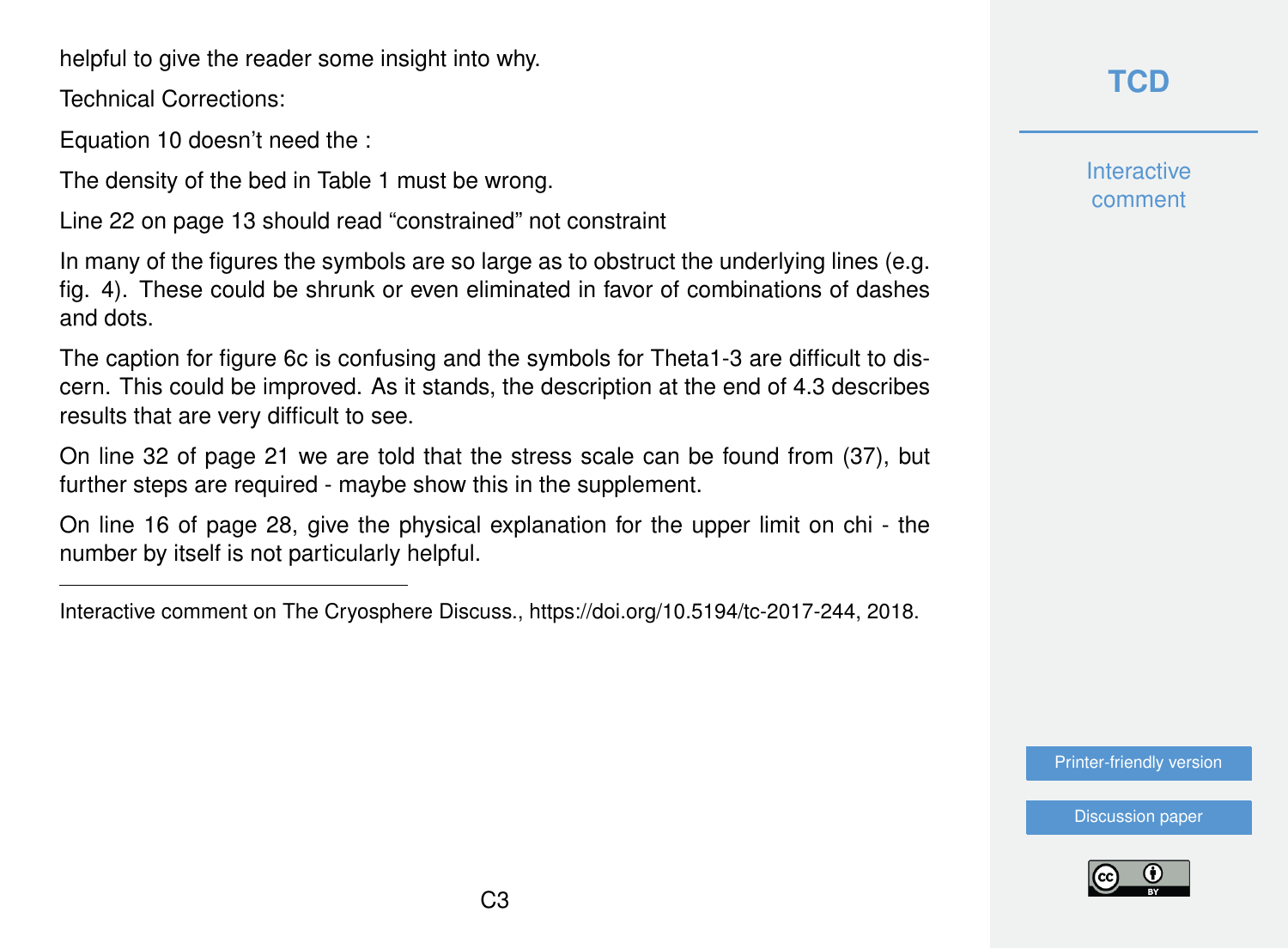helpful to give the reader some insight into why.

Technical Corrections:

Equation 10 doesn't need the :

The density of the bed in Table 1 must be wrong.

Line 22 on page 13 should read "constrained" not constraint

In many of the figures the symbols are so large as to obstruct the underlying lines (e.g. fig. 4). These could be shrunk or even eliminated in favor of combinations of dashes and dots.

The caption for figure 6c is confusing and the symbols for Theta1-3 are difficult to discern. This could be improved. As it stands, the description at the end of 4.3 describes results that are very difficult to see.

On line 32 of page 21 we are told that the stress scale can be found from (37), but further steps are required - maybe show this in the supplement.

On line 16 of page 28, give the physical explanation for the upper limit on chi - the number by itself is not particularly helpful.

---

Interactive comment on The Cryosphere Discuss., https://doi.org/10.5194/tc-2017-244, 2018.